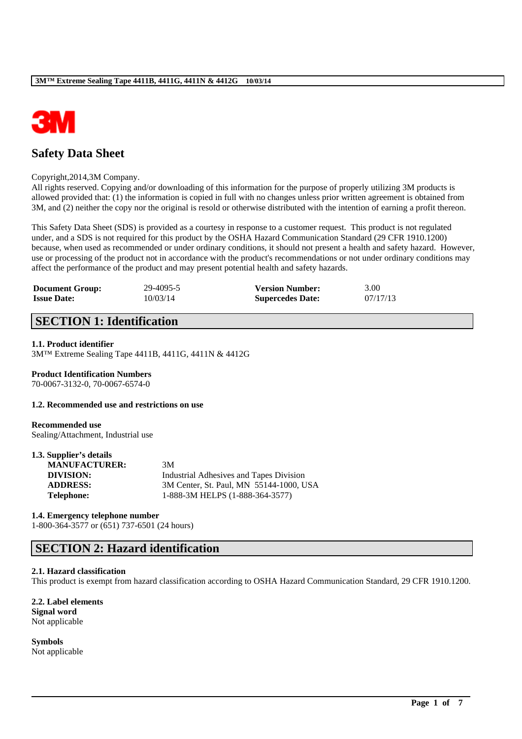# Safety Data Sheet

Copyright,2014,3M Company.
All rights reserved. Copying and/or downloading of this information for the purpose of properly utilizing 3M products is allowed provided that: (1) the information is copied in full with no changes unless prior written agreement is obtained from 3M, and (2) neither the copy nor the original is resold or otherwise distributed with the intention of earning a profit thereon.

This Safety Data Sheet (SDS) is provided as a courtesy in response to a customer request. This product is not regulated under, and a SDS is not required for this product by the OSHA Hazard Communication Standard (29 CFR 1910.1200) because, when used as recommended or under ordinary conditions, it should not present a health and safety hazard. However, use or processing of the product not in accordance with the product's recommendations or not under ordinary conditions may affect the performance of the product and may present potential health and safety hazards.

| **Document Group:** | 29-4095-5 | **Version Number:** | 3.00 |
|---|---|---|---|
| **Issue Date:** | 10/03/14 | **Supercedes Date:** | 07/17/13 |

## SECTION 1: Identification

### 1.1. Product identifier

3M™ Extreme Sealing Tape 4411B, 4411G, 4411N & 4412G

**Product Identification Numbers**
70-0067-3132-0, 70-0067-6574-0

### 1.2. Recommended use and restrictions on use

**Recommended use**
Sealing/Attachment, Industrial use

### 1.3. Supplier's details

| | |
|---|---|
| **MANUFACTURER:** | 3M |
| **DIVISION:** | Industrial Adhesives and Tapes Division |
| **ADDRESS:** | 3M Center, St. Paul, MN 55144-1000, USA |
| **Telephone:** | 1-888-3M HELPS (1-888-364-3577) |

### 1.4. Emergency telephone number

1-800-364-3577 or (651) 737-6501 (24 hours)

## SECTION 2: Hazard identification

### 2.1. Hazard classification

This product is exempt from hazard classification according to OSHA Hazard Communication Standard, 29 CFR 1910.1200.

### 2.2. Label elements

**Signal word**
Not applicable

**Symbols**
Not applicable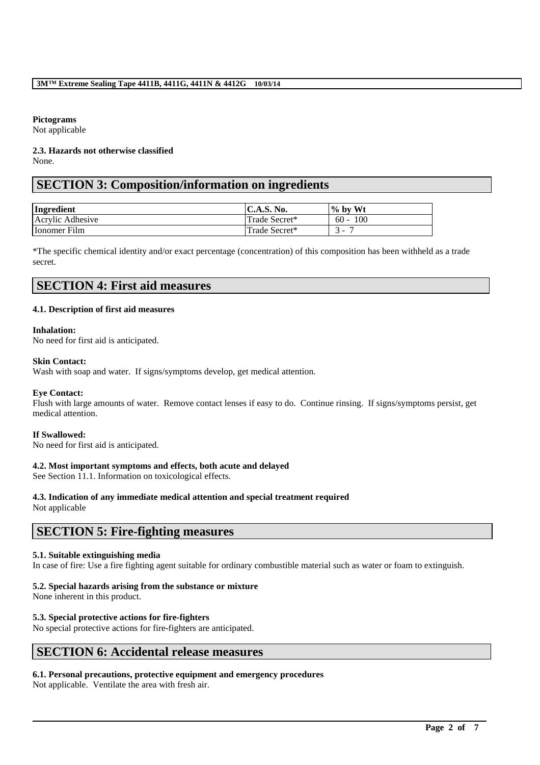**Pictograms**
Not applicable

**2.3. Hazards not otherwise classified**
None.

## SECTION 3: Composition/information on ingredients

| Ingredient | C.A.S. No. | % by Wt |
|---|---|---|
| Acrylic Adhesive | Trade Secret* | 60 - 100 |
| Ionomer Film | Trade Secret* | 3 - 7 |

*The specific chemical identity and/or exact percentage (concentration) of this composition has been withheld as a trade secret.

## SECTION 4: First aid measures

**4.1. Description of first aid measures**

**Inhalation:**
No need for first aid is anticipated.

**Skin Contact:**
Wash with soap and water. If signs/symptoms develop, get medical attention.

**Eye Contact:**
Flush with large amounts of water. Remove contact lenses if easy to do. Continue rinsing. If signs/symptoms persist, get medical attention.

**If Swallowed:**
No need for first aid is anticipated.

**4.2. Most important symptoms and effects, both acute and delayed**
See Section 11.1. Information on toxicological effects.

**4.3. Indication of any immediate medical attention and special treatment required**
Not applicable

## SECTION 5: Fire-fighting measures

**5.1. Suitable extinguishing media**
In case of fire: Use a fire fighting agent suitable for ordinary combustible material such as water or foam to extinguish.

**5.2. Special hazards arising from the substance or mixture**
None inherent in this product.

**5.3. Special protective actions for fire-fighters**
No special protective actions for fire-fighters are anticipated.

## SECTION 6: Accidental release measures

**6.1. Personal precautions, protective equipment and emergency procedures**
Not applicable. Ventilate the area with fresh air.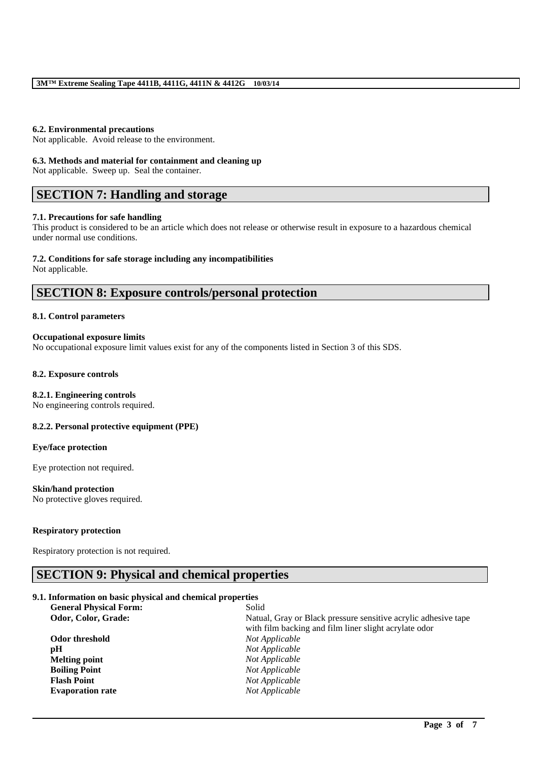### 6.2. Environmental precautions

Not applicable. Avoid release to the environment.

### 6.3. Methods and material for containment and cleaning up

Not applicable. Sweep up. Seal the container.

## SECTION 7: Handling and storage

### 7.1. Precautions for safe handling

This product is considered to be an article which does not release or otherwise result in exposure to a hazardous chemical under normal use conditions.

### 7.2. Conditions for safe storage including any incompatibilities

Not applicable.

## SECTION 8: Exposure controls/personal protection

### 8.1. Control parameters

**Occupational exposure limits**

No occupational exposure limit values exist for any of the components listed in Section 3 of this SDS.

### 8.2. Exposure controls

**8.2.1. Engineering controls**

No engineering controls required.

**8.2.2. Personal protective equipment (PPE)**

**Eye/face protection**

Eye protection not required.

**Skin/hand protection**

No protective gloves required.

**Respiratory protection**

Respiratory protection is not required.

## SECTION 9: Physical and chemical properties

### 9.1. Information on basic physical and chemical properties

| | |
|---|---|
| **General Physical Form:** | Solid |
| **Odor, Color, Grade:** | Natual, Gray or Black pressure sensitive acrylic adhesive tape with film backing and film liner slight acrylate odor |
| **Odor threshold** | *Not Applicable* |
| **pH** | *Not Applicable* |
| **Melting point** | *Not Applicable* |
| **Boiling Point** | *Not Applicable* |
| **Flash Point** | *Not Applicable* |
| **Evaporation rate** | *Not Applicable* |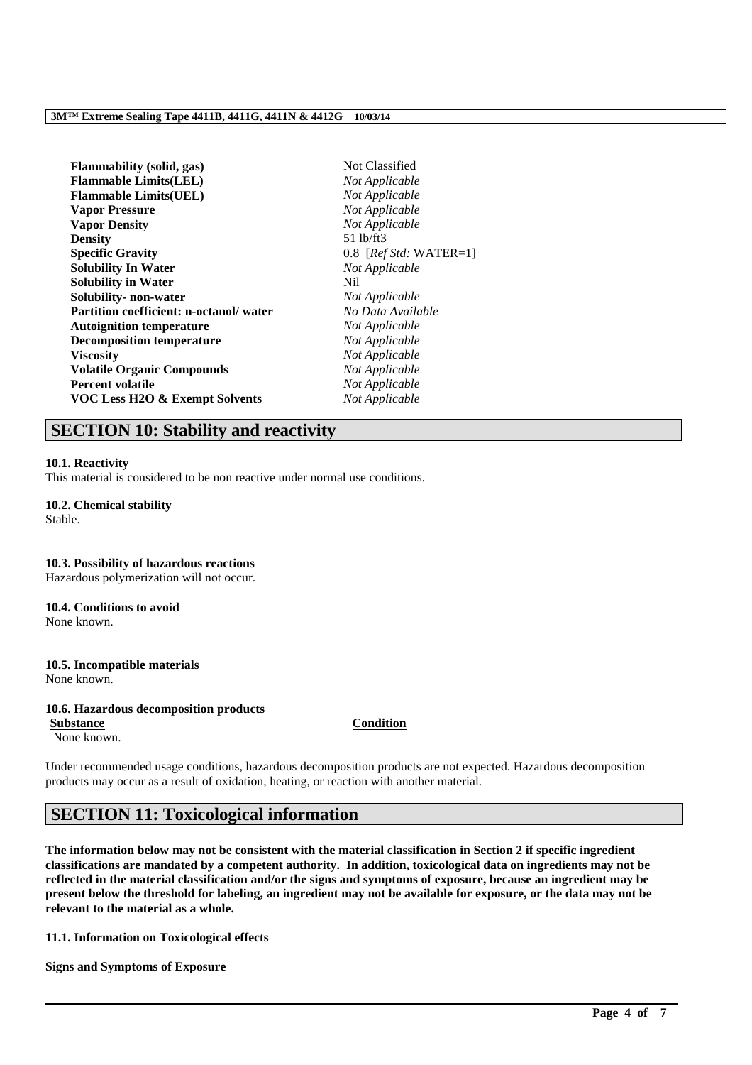| | |
|---|---|
| **Flammability (solid, gas)** | Not Classified |
| **Flammable Limits(LEL)** | *Not Applicable* |
| **Flammable Limits(UEL)** | *Not Applicable* |
| **Vapor Pressure** | *Not Applicable* |
| **Vapor Density** | *Not Applicable* |
| **Density** | 51 lb/ft3 |
| **Specific Gravity** | 0.8 [*Ref Std:* WATER=1] |
| **Solubility In Water** | *Not Applicable* |
| **Solubility in Water** | Nil |
| **Solubility- non-water** | *Not Applicable* |
| **Partition coefficient: n-octanol/ water** | *No Data Available* |
| **Autoignition temperature** | *Not Applicable* |
| **Decomposition temperature** | *Not Applicable* |
| **Viscosity** | *Not Applicable* |
| **Volatile Organic Compounds** | *Not Applicable* |
| **Percent volatile** | *Not Applicable* |
| **VOC Less H2O & Exempt Solvents** | *Not Applicable* |

# SECTION 10: Stability and reactivity

**10.1. Reactivity**
This material is considered to be non reactive under normal use conditions.

**10.2. Chemical stability**
Stable.

**10.3. Possibility of hazardous reactions**
Hazardous polymerization will not occur.

**10.4. Conditions to avoid**
None known.

**10.5. Incompatible materials**
None known.

**10.6. Hazardous decomposition products**

| Substance | Condition |
|---|---|
| None known. | |

Under recommended usage conditions, hazardous decomposition products are not expected. Hazardous decomposition products may occur as a result of oxidation, heating, or reaction with another material.

# SECTION 11: Toxicological information

**The information below may not be consistent with the material classification in Section 2 if specific ingredient classifications are mandated by a competent authority. In addition, toxicological data on ingredients may not be reflected in the material classification and/or the signs and symptoms of exposure, because an ingredient may be present below the threshold for labeling, an ingredient may not be available for exposure, or the data may not be relevant to the material as a whole.**

**11.1. Information on Toxicological effects**

**Signs and Symptoms of Exposure**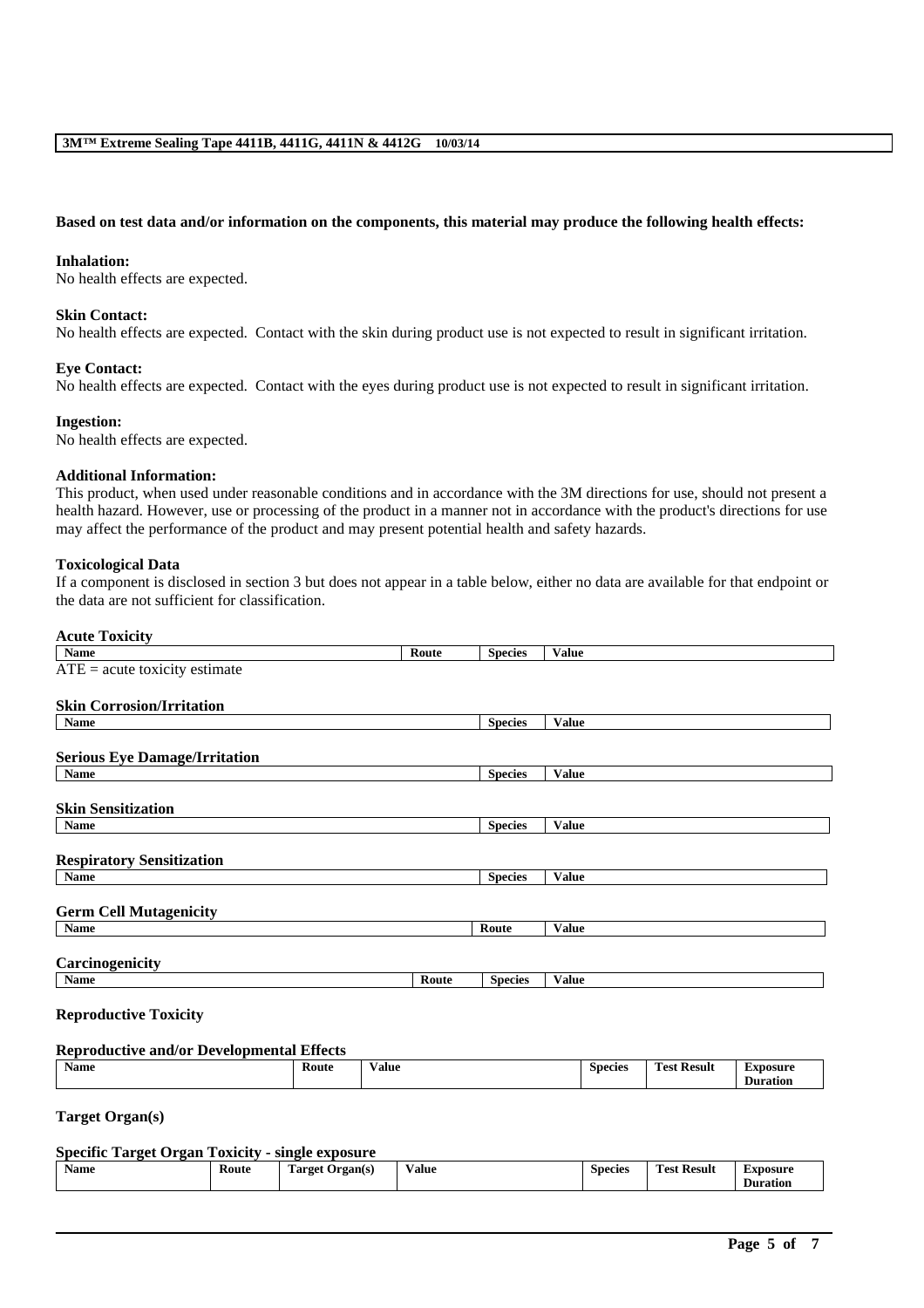**Based on test data and/or information on the components, this material may produce the following health effects:**

**Inhalation:**
No health effects are expected.

**Skin Contact:**
No health effects are expected. Contact with the skin during product use is not expected to result in significant irritation.

**Eye Contact:**
No health effects are expected. Contact with the eyes during product use is not expected to result in significant irritation.

**Ingestion:**
No health effects are expected.

**Additional Information:**
This product, when used under reasonable conditions and in accordance with the 3M directions for use, should not present a health hazard. However, use or processing of the product in a manner not in accordance with the product's directions for use may affect the performance of the product and may present potential health and safety hazards.

**Toxicological Data**
If a component is disclosed in section 3 but does not appear in a table below, either no data are available for that endpoint or the data are not sufficient for classification.

**Acute Toxicity**

| Name | Route | Species | Value |
|---|---|---|---|

ATE = acute toxicity estimate

**Skin Corrosion/Irritation**

| Name | Species | Value |
|---|---|---|

**Serious Eye Damage/Irritation**

| Name | Species | Value |
|---|---|---|

**Skin Sensitization**

| Name | Species | Value |
|---|---|---|

**Respiratory Sensitization**

| Name | Species | Value |
|---|---|---|

**Germ Cell Mutagenicity**

| Name | Route | Value |
|---|---|---|

**Carcinogenicity**

| Name | Route | Species | Value |
|---|---|---|---|

**Reproductive Toxicity**

**Reproductive and/or Developmental Effects**

| Name | Route | Value | Species | Test Result | Exposure Duration |
|---|---|---|---|---|---|

**Target Organ(s)**

**Specific Target Organ Toxicity - single exposure**

| Name | Route | Target Organ(s) | Value | Species | Test Result | Exposure Duration |
|---|---|---|---|---|---|---|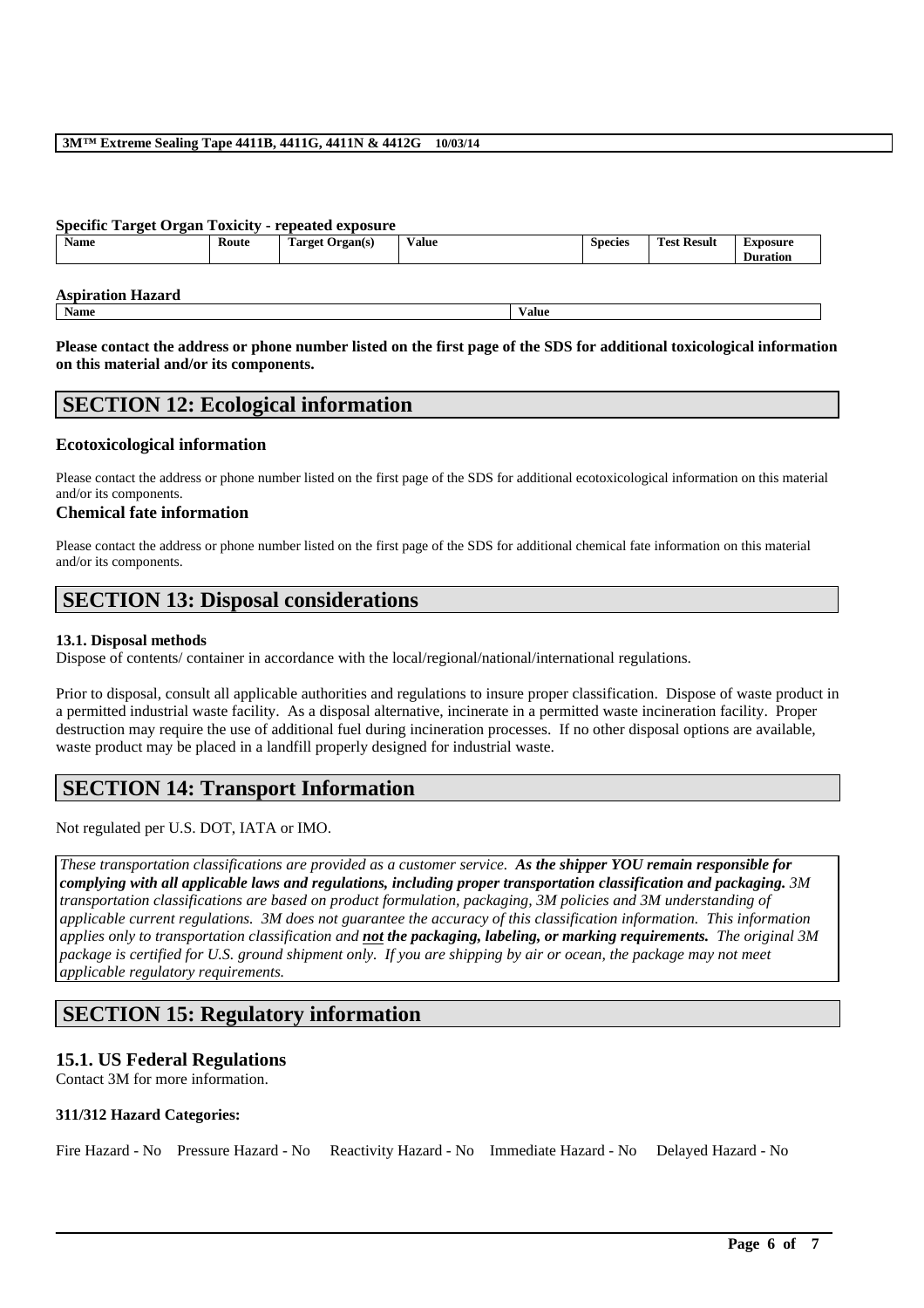**Specific Target Organ Toxicity - repeated exposure**

| Name | Route | Target Organ(s) | Value | Species | Test Result | Exposure Duration |
|---|---|---|---|---|---|---|

**Aspiration Hazard**

| Name | Value |
|---|---|

**Please contact the address or phone number listed on the first page of the SDS for additional toxicological information on this material and/or its components.**

## SECTION 12: Ecological information

### Ecotoxicological information

Please contact the address or phone number listed on the first page of the SDS for additional ecotoxicological information on this material and/or its components.

### Chemical fate information

Please contact the address or phone number listed on the first page of the SDS for additional chemical fate information on this material and/or its components.

## SECTION 13: Disposal considerations

**13.1. Disposal methods**

Dispose of contents/ container in accordance with the local/regional/national/international regulations.

Prior to disposal, consult all applicable authorities and regulations to insure proper classification. Dispose of waste product in a permitted industrial waste facility. As a disposal alternative, incinerate in a permitted waste incineration facility. Proper destruction may require the use of additional fuel during incineration processes. If no other disposal options are available, waste product may be placed in a landfill properly designed for industrial waste.

## SECTION 14: Transport Information

Not regulated per U.S. DOT, IATA or IMO.

*These transportation classifications are provided as a customer service.* ***As the shipper YOU remain responsible for complying with all applicable laws and regulations, including proper transportation classification and packaging.*** *3M transportation classifications are based on product formulation, packaging, 3M policies and 3M understanding of applicable current regulations. 3M does not guarantee the accuracy of this classification information. This information applies only to transportation classification and* ***not the packaging, labeling, or marking requirements.*** *The original 3M package is certified for U.S. ground shipment only. If you are shipping by air or ocean, the package may not meet applicable regulatory requirements.*

## SECTION 15: Regulatory information

### 15.1. US Federal Regulations

Contact 3M for more information.

**311/312 Hazard Categories:**

Fire Hazard - No Pressure Hazard - No Reactivity Hazard - No Immediate Hazard - No Delayed Hazard - No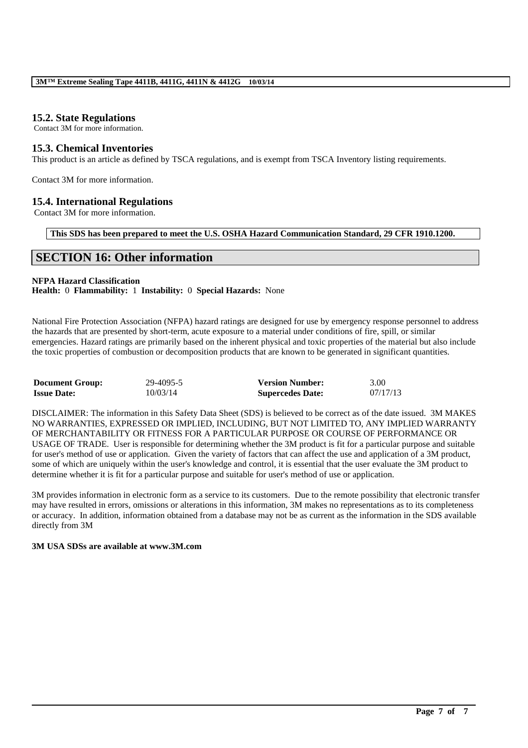### 15.2. State Regulations

Contact 3M for more information.

### 15.3. Chemical Inventories

This product is an article as defined by TSCA regulations, and is exempt from TSCA Inventory listing requirements.

Contact 3M for more information.

### 15.4. International Regulations

Contact 3M for more information.

**This SDS has been prepared to meet the U.S. OSHA Hazard Communication Standard, 29 CFR 1910.1200.**

## SECTION 16: Other information

**NFPA Hazard Classification**
**Health:** 0 **Flammability:** 1 **Instability:** 0 **Special Hazards:** None

National Fire Protection Association (NFPA) hazard ratings are designed for use by emergency response personnel to address the hazards that are presented by short-term, acute exposure to a material under conditions of fire, spill, or similar emergencies. Hazard ratings are primarily based on the inherent physical and toxic properties of the material but also include the toxic properties of combustion or decomposition products that are known to be generated in significant quantities.

| | | | |
|---|---|---|---|
| **Document Group:** | 29-4095-5 | **Version Number:** | 3.00 |
| **Issue Date:** | 10/03/14 | **Supercedes Date:** | 07/17/13 |

DISCLAIMER: The information in this Safety Data Sheet (SDS) is believed to be correct as of the date issued. 3M MAKES NO WARRANTIES, EXPRESSED OR IMPLIED, INCLUDING, BUT NOT LIMITED TO, ANY IMPLIED WARRANTY OF MERCHANTABILITY OR FITNESS FOR A PARTICULAR PURPOSE OR COURSE OF PERFORMANCE OR USAGE OF TRADE. User is responsible for determining whether the 3M product is fit for a particular purpose and suitable for user's method of use or application. Given the variety of factors that can affect the use and application of a 3M product, some of which are uniquely within the user's knowledge and control, it is essential that the user evaluate the 3M product to determine whether it is fit for a particular purpose and suitable for user's method of use or application.

3M provides information in electronic form as a service to its customers. Due to the remote possibility that electronic transfer may have resulted in errors, omissions or alterations in this information, 3M makes no representations as to its completeness or accuracy. In addition, information obtained from a database may not be as current as the information in the SDS available directly from 3M

**3M USA SDSs are available at www.3M.com**